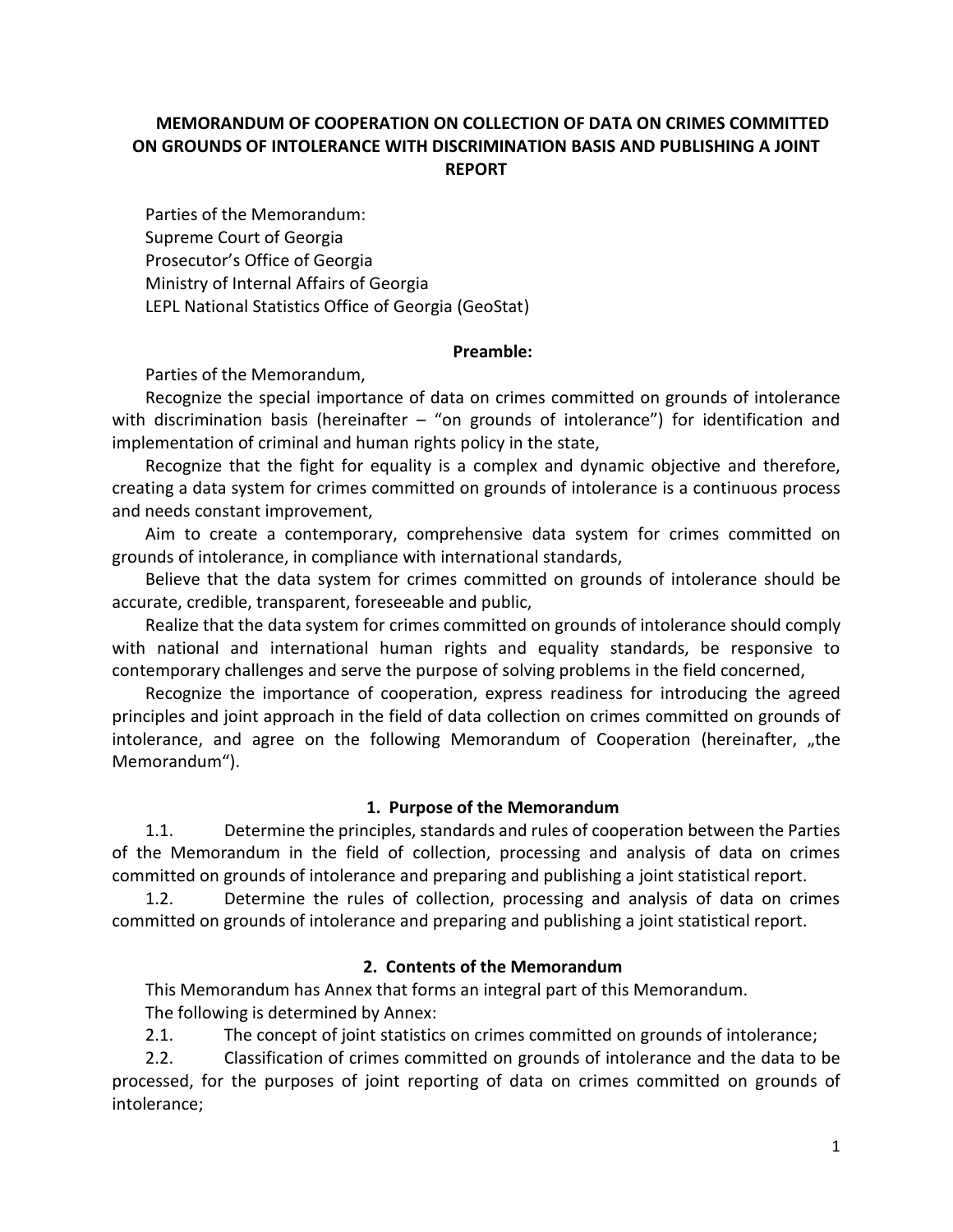# MEMORANDUM OF COOPERATION ON COLLECTION OF DATA ON CRIMES COMMITTED ON GROUNDS OF INTOLERANCE WITH DISCRIMINATION BASIS AND PUBLISHING A JOINT REPORT

Parties of the Memorandum:
Supreme Court of Georgia
Prosecutor's Office of Georgia
Ministry of Internal Affairs of Georgia
LEPL National Statistics Office of Georgia (GeoStat)

**Preamble:**

Parties of the Memorandum,

Recognize the special importance of data on crimes committed on grounds of intolerance with discrimination basis (hereinafter – "on grounds of intolerance") for identification and implementation of criminal and human rights policy in the state,

Recognize that the fight for equality is a complex and dynamic objective and therefore, creating a data system for crimes committed on grounds of intolerance is a continuous process and needs constant improvement,

Aim to create a contemporary, comprehensive data system for crimes committed on grounds of intolerance, in compliance with international standards,

Believe that the data system for crimes committed on grounds of intolerance should be accurate, credible, transparent, foreseeable and public,

Realize that the data system for crimes committed on grounds of intolerance should comply with national and international human rights and equality standards, be responsive to contemporary challenges and serve the purpose of solving problems in the field concerned,

Recognize the importance of cooperation, express readiness for introducing the agreed principles and joint approach in the field of data collection on crimes committed on grounds of intolerance, and agree on the following Memorandum of Cooperation (hereinafter, „the Memorandum").

## 1. Purpose of the Memorandum

1.1. Determine the principles, standards and rules of cooperation between the Parties of the Memorandum in the field of collection, processing and analysis of data on crimes committed on grounds of intolerance and preparing and publishing a joint statistical report.

1.2. Determine the rules of collection, processing and analysis of data on crimes committed on grounds of intolerance and preparing and publishing a joint statistical report.

## 2. Contents of the Memorandum

This Memorandum has Annex that forms an integral part of this Memorandum.

The following is determined by Annex:

2.1. The concept of joint statistics on crimes committed on grounds of intolerance;

2.2. Classification of crimes committed on grounds of intolerance and the data to be processed, for the purposes of joint reporting of data on crimes committed on grounds of intolerance;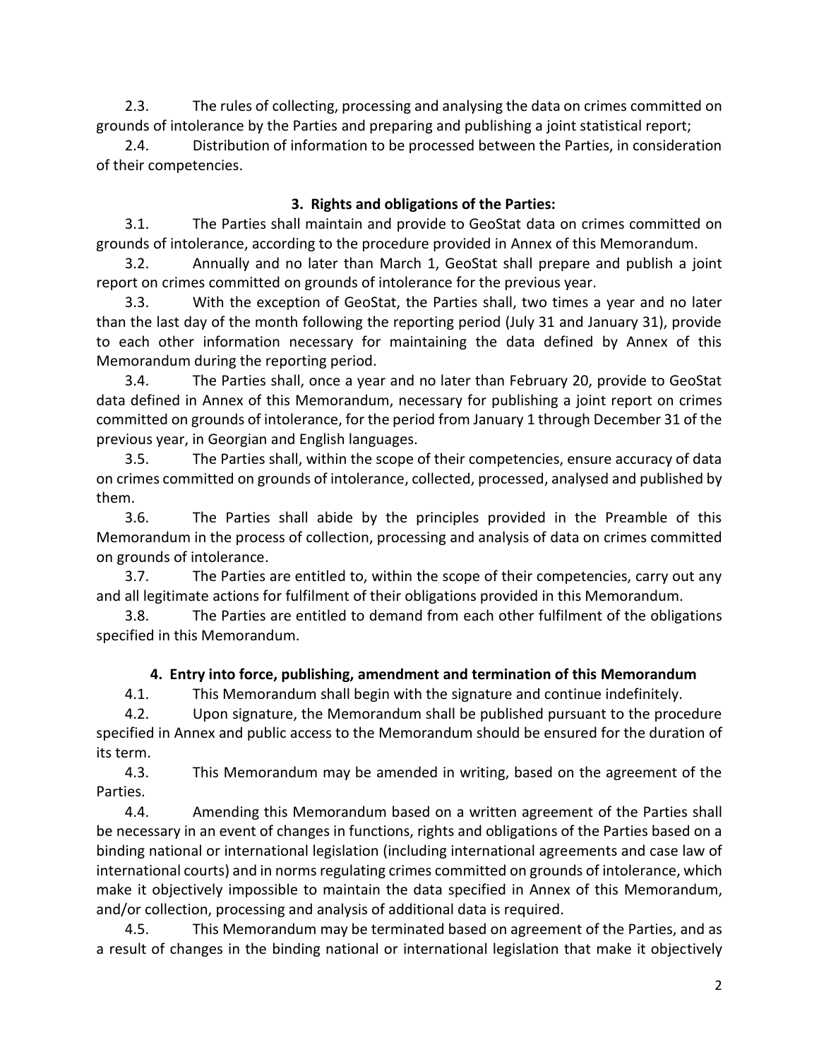2.3. The rules of collecting, processing and analysing the data on crimes committed on grounds of intolerance by the Parties and preparing and publishing a joint statistical report;

2.4. Distribution of information to be processed between the Parties, in consideration of their competencies.

### 3. Rights and obligations of the Parties:

3.1. The Parties shall maintain and provide to GeoStat data on crimes committed on grounds of intolerance, according to the procedure provided in Annex of this Memorandum.

3.2. Annually and no later than March 1, GeoStat shall prepare and publish a joint report on crimes committed on grounds of intolerance for the previous year.

3.3. With the exception of GeoStat, the Parties shall, two times a year and no later than the last day of the month following the reporting period (July 31 and January 31), provide to each other information necessary for maintaining the data defined by Annex of this Memorandum during the reporting period.

3.4. The Parties shall, once a year and no later than February 20, provide to GeoStat data defined in Annex of this Memorandum, necessary for publishing a joint report on crimes committed on grounds of intolerance, for the period from January 1 through December 31 of the previous year, in Georgian and English languages.

3.5. The Parties shall, within the scope of their competencies, ensure accuracy of data on crimes committed on grounds of intolerance, collected, processed, analysed and published by them.

3.6. The Parties shall abide by the principles provided in the Preamble of this Memorandum in the process of collection, processing and analysis of data on crimes committed on grounds of intolerance.

3.7. The Parties are entitled to, within the scope of their competencies, carry out any and all legitimate actions for fulfilment of their obligations provided in this Memorandum.

3.8. The Parties are entitled to demand from each other fulfilment of the obligations specified in this Memorandum.

### 4. Entry into force, publishing, amendment and termination of this Memorandum

4.1. This Memorandum shall begin with the signature and continue indefinitely.

4.2. Upon signature, the Memorandum shall be published pursuant to the procedure specified in Annex and public access to the Memorandum should be ensured for the duration of its term.

4.3. This Memorandum may be amended in writing, based on the agreement of the Parties.

4.4. Amending this Memorandum based on a written agreement of the Parties shall be necessary in an event of changes in functions, rights and obligations of the Parties based on a binding national or international legislation (including international agreements and case law of international courts) and in norms regulating crimes committed on grounds of intolerance, which make it objectively impossible to maintain the data specified in Annex of this Memorandum, and/or collection, processing and analysis of additional data is required.

4.5. This Memorandum may be terminated based on agreement of the Parties, and as a result of changes in the binding national or international legislation that make it objectively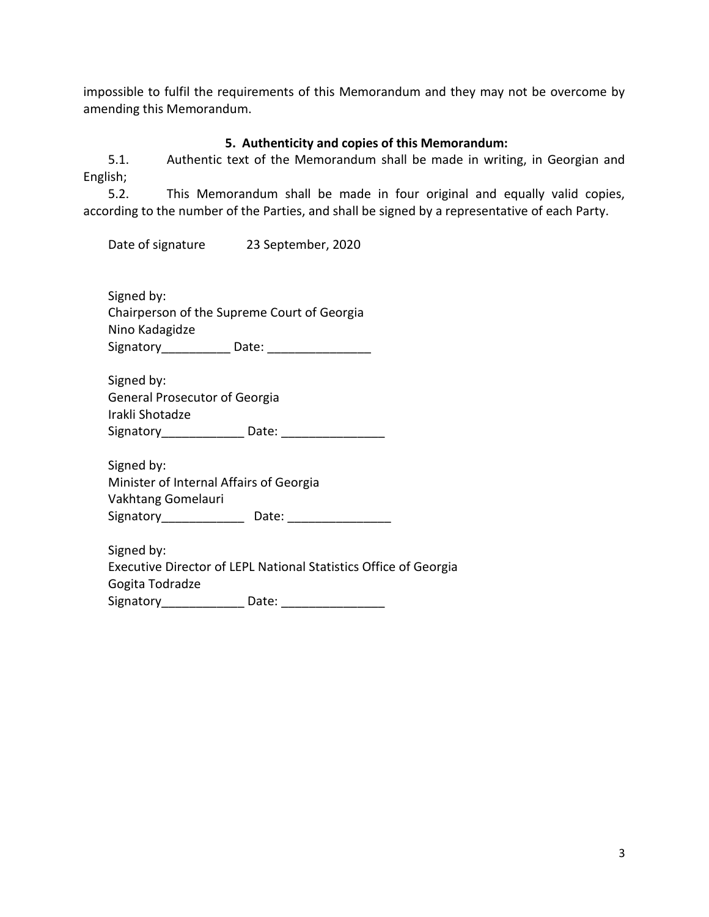impossible to fulfil the requirements of this Memorandum and they may not be overcome by amending this Memorandum.

### 5. Authenticity and copies of this Memorandum:

5.1. Authentic text of the Memorandum shall be made in writing, in Georgian and English;

5.2. This Memorandum shall be made in four original and equally valid copies, according to the number of the Parties, and shall be signed by a representative of each Party.

Date of signature 23 September, 2020

Signed by:
Chairperson of the Supreme Court of Georgia
Nino Kadagidze
Signatory__________ Date: _______________

Signed by:
General Prosecutor of Georgia
Irakli Shotadze
Signatory____________ Date: _______________

Signed by:
Minister of Internal Affairs of Georgia
Vakhtang Gomelauri
Signatory____________ Date: _______________

Signed by:
Executive Director of LEPL National Statistics Office of Georgia
Gogita Todradze
Signatory____________ Date: _______________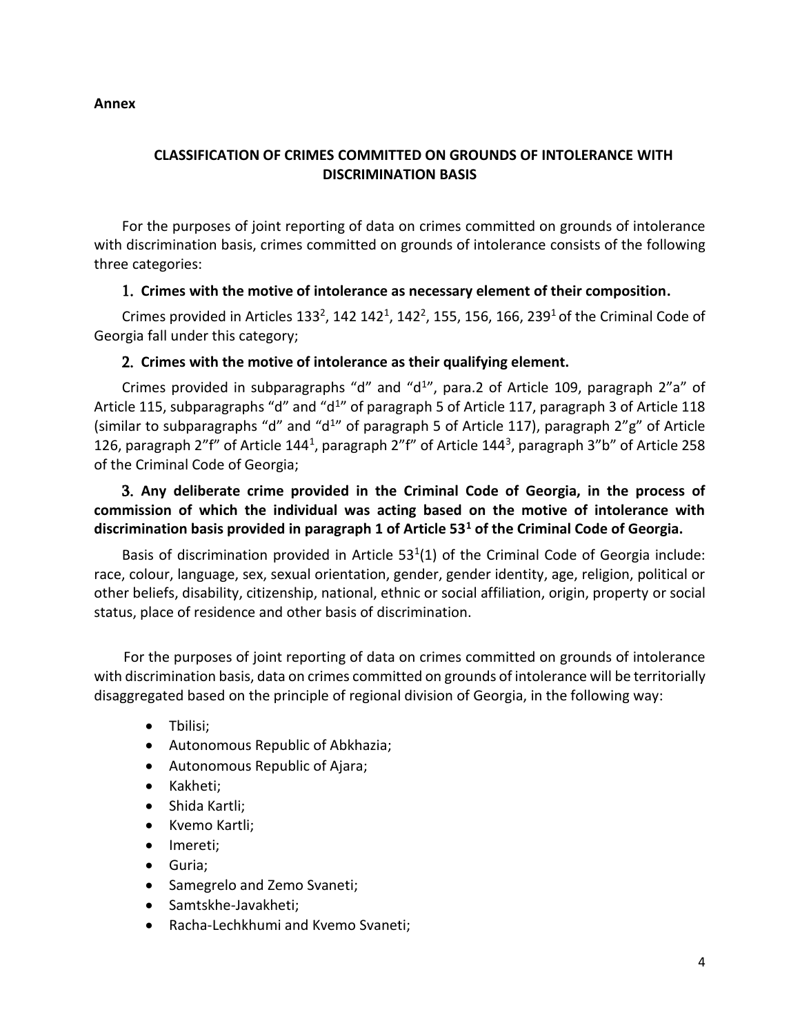**Annex**

## CLASSIFICATION OF CRIMES COMMITTED ON GROUNDS OF INTOLERANCE WITH DISCRIMINATION BASIS

For the purposes of joint reporting of data on crimes committed on grounds of intolerance with discrimination basis, crimes committed on grounds of intolerance consists of the following three categories:

1. **Crimes with the motive of intolerance as necessary element of their composition.**

Crimes provided in Articles $133^2$, 142 $142^1$, $142^2$, 155, 156, 166, $239^1$ of the Criminal Code of Georgia fall under this category;

2. **Crimes with the motive of intolerance as their qualifying element.**

Crimes provided in subparagraphs "d" and "$d^1$", para.2 of Article 109, paragraph 2"a" of Article 115, subparagraphs "d" and "$d^1$" of paragraph 5 of Article 117, paragraph 3 of Article 118 (similar to subparagraphs "d" and "$d^1$" of paragraph 5 of Article 117), paragraph 2"g" of Article 126, paragraph 2"f" of Article $144^1$, paragraph 2"f" of Article $144^3$, paragraph 3"b" of Article 258 of the Criminal Code of Georgia;

3. **Any deliberate crime provided in the Criminal Code of Georgia, in the process of commission of which the individual was acting based on the motive of intolerance with discrimination basis provided in paragraph 1 of Article $53^1$ of the Criminal Code of Georgia.**

Basis of discrimination provided in Article $53^1$(1) of the Criminal Code of Georgia include: race, colour, language, sex, sexual orientation, gender, gender identity, age, religion, political or other beliefs, disability, citizenship, national, ethnic or social affiliation, origin, property or social status, place of residence and other basis of discrimination.

For the purposes of joint reporting of data on crimes committed on grounds of intolerance with discrimination basis, data on crimes committed on grounds of intolerance will be territorially disaggregated based on the principle of regional division of Georgia, in the following way:

- Tbilisi;
- Autonomous Republic of Abkhazia;
- Autonomous Republic of Ajara;
- Kakheti;
- Shida Kartli;
- Kvemo Kartli;
- Imereti;
- Guria;
- Samegrelo and Zemo Svaneti;
- Samtskhe-Javakheti;
- Racha-Lechkhumi and Kvemo Svaneti;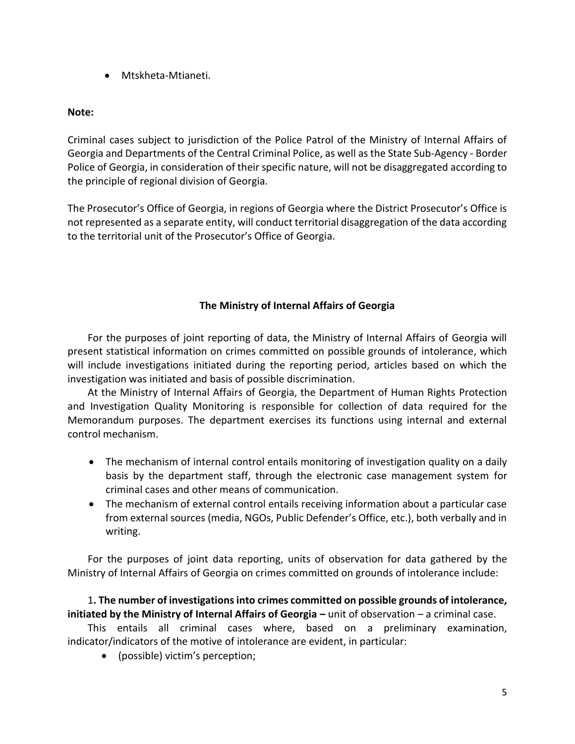- Mtskheta-Mtianeti.

**Note:**

Criminal cases subject to jurisdiction of the Police Patrol of the Ministry of Internal Affairs of Georgia and Departments of the Central Criminal Police, as well as the State Sub-Agency - Border Police of Georgia, in consideration of their specific nature, will not be disaggregated according to the principle of regional division of Georgia.

The Prosecutor's Office of Georgia, in regions of Georgia where the District Prosecutor's Office is not represented as a separate entity, will conduct territorial disaggregation of the data according to the territorial unit of the Prosecutor's Office of Georgia.

## The Ministry of Internal Affairs of Georgia

For the purposes of joint reporting of data, the Ministry of Internal Affairs of Georgia will present statistical information on crimes committed on possible grounds of intolerance, which will include investigations initiated during the reporting period, articles based on which the investigation was initiated and basis of possible discrimination.

At the Ministry of Internal Affairs of Georgia, the Department of Human Rights Protection and Investigation Quality Monitoring is responsible for collection of data required for the Memorandum purposes. The department exercises its functions using internal and external control mechanism.

- The mechanism of internal control entails monitoring of investigation quality on a daily basis by the department staff, through the electronic case management system for criminal cases and other means of communication.
- The mechanism of external control entails receiving information about a particular case from external sources (media, NGOs, Public Defender's Office, etc.), both verbally and in writing.

For the purposes of joint data reporting, units of observation for data gathered by the Ministry of Internal Affairs of Georgia on crimes committed on grounds of intolerance include:

1**. The number of investigations into crimes committed on possible grounds of intolerance, initiated by the Ministry of Internal Affairs of Georgia –** unit of observation – a criminal case.

This entails all criminal cases where, based on a preliminary examination, indicator/indicators of the motive of intolerance are evident, in particular:

- (possible) victim's perception;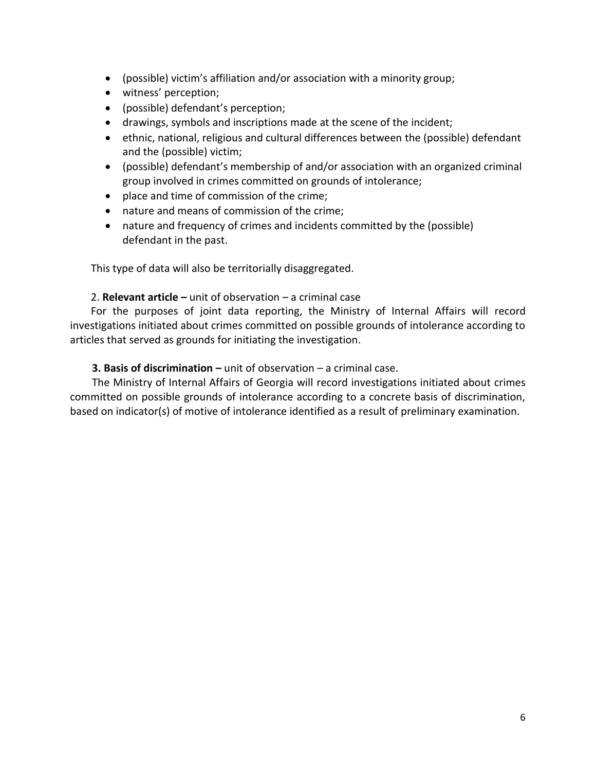- (possible) victim's affiliation and/or association with a minority group;
- witness' perception;
- (possible) defendant's perception;
- drawings, symbols and inscriptions made at the scene of the incident;
- ethnic, national, religious and cultural differences between the (possible) defendant and the (possible) victim;
- (possible) defendant's membership of and/or association with an organized criminal group involved in crimes committed on grounds of intolerance;
- place and time of commission of the crime;
- nature and means of commission of the crime;
- nature and frequency of crimes and incidents committed by the (possible) defendant in the past.

This type of data will also be territorially disaggregated.

2. **Relevant article –** unit of observation – a criminal case

For the purposes of joint data reporting, the Ministry of Internal Affairs will record investigations initiated about crimes committed on possible grounds of intolerance according to articles that served as grounds for initiating the investigation.

**3. Basis of discrimination –** unit of observation – a criminal case.

The Ministry of Internal Affairs of Georgia will record investigations initiated about crimes committed on possible grounds of intolerance according to a concrete basis of discrimination, based on indicator(s) of motive of intolerance identified as a result of preliminary examination.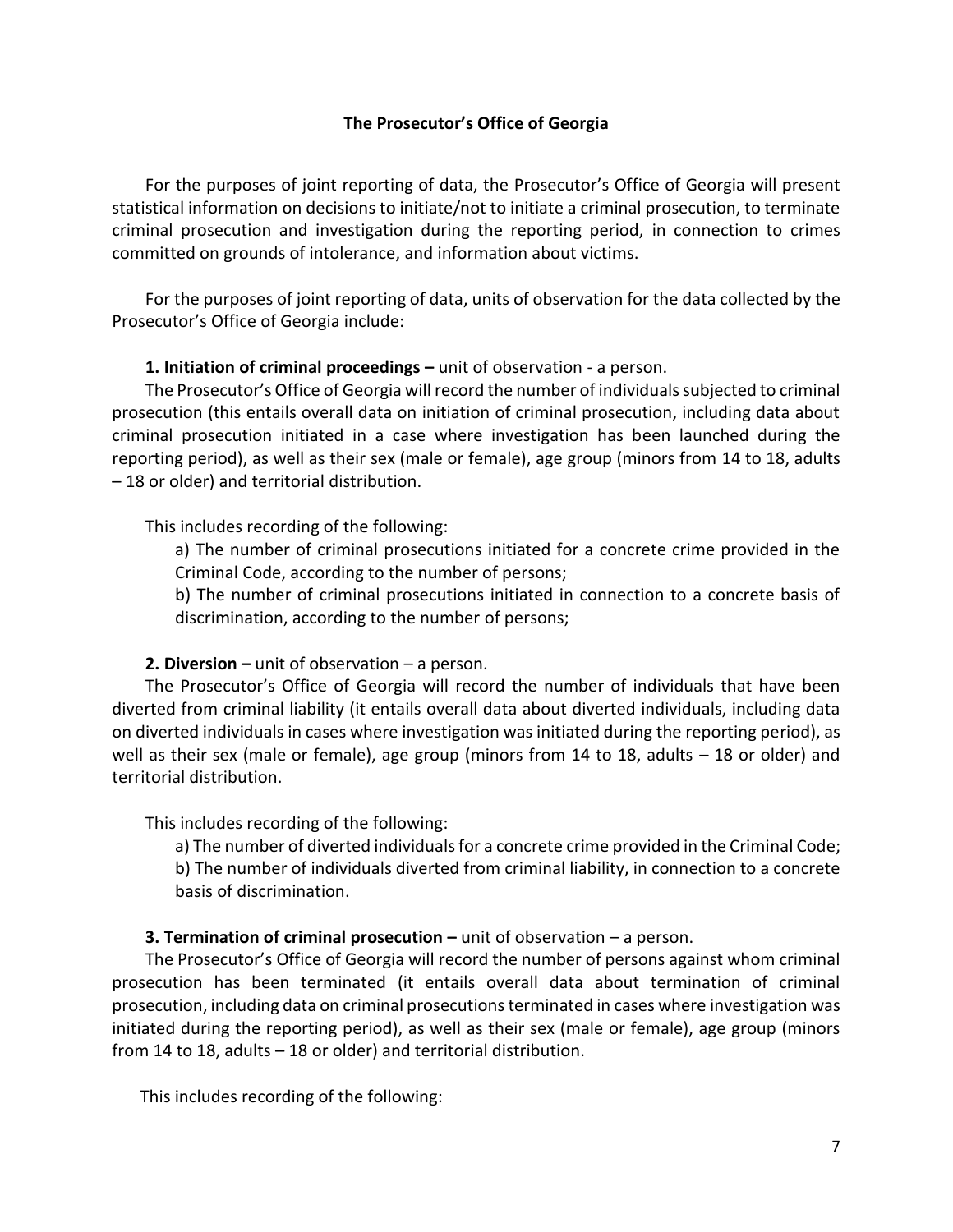## The Prosecutor's Office of Georgia

For the purposes of joint reporting of data, the Prosecutor's Office of Georgia will present statistical information on decisions to initiate/not to initiate a criminal prosecution, to terminate criminal prosecution and investigation during the reporting period, in connection to crimes committed on grounds of intolerance, and information about victims.

For the purposes of joint reporting of data, units of observation for the data collected by the Prosecutor's Office of Georgia include:

**1. Initiation of criminal proceedings –** unit of observation - a person.

The Prosecutor's Office of Georgia will record the number of individuals subjected to criminal prosecution (this entails overall data on initiation of criminal prosecution, including data about criminal prosecution initiated in a case where investigation has been launched during the reporting period), as well as their sex (male or female), age group (minors from 14 to 18, adults – 18 or older) and territorial distribution.

This includes recording of the following:

a) The number of criminal prosecutions initiated for a concrete crime provided in the Criminal Code, according to the number of persons;

b) The number of criminal prosecutions initiated in connection to a concrete basis of discrimination, according to the number of persons;

**2. Diversion –** unit of observation – a person.

The Prosecutor's Office of Georgia will record the number of individuals that have been diverted from criminal liability (it entails overall data about diverted individuals, including data on diverted individuals in cases where investigation was initiated during the reporting period), as well as their sex (male or female), age group (minors from 14 to 18, adults – 18 or older) and territorial distribution.

This includes recording of the following:

a) The number of diverted individuals for a concrete crime provided in the Criminal Code;

b) The number of individuals diverted from criminal liability, in connection to a concrete basis of discrimination.

**3. Termination of criminal prosecution –** unit of observation – a person.

The Prosecutor's Office of Georgia will record the number of persons against whom criminal prosecution has been terminated (it entails overall data about termination of criminal prosecution, including data on criminal prosecutions terminated in cases where investigation was initiated during the reporting period), as well as their sex (male or female), age group (minors from 14 to 18, adults – 18 or older) and territorial distribution.

This includes recording of the following: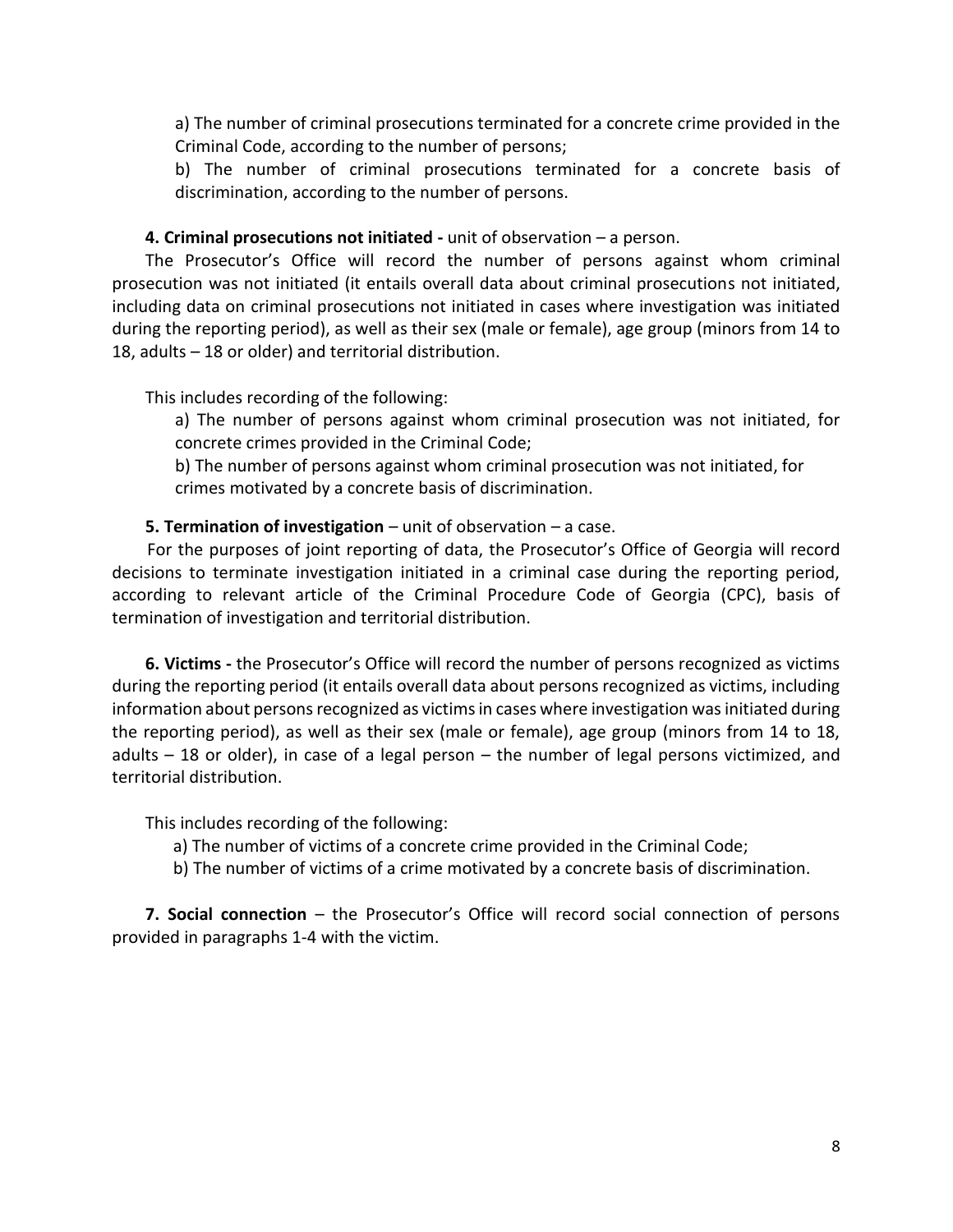a) The number of criminal prosecutions terminated for a concrete crime provided in the Criminal Code, according to the number of persons;

b) The number of criminal prosecutions terminated for a concrete basis of discrimination, according to the number of persons.

**4. Criminal prosecutions not initiated -** unit of observation – a person.

The Prosecutor's Office will record the number of persons against whom criminal prosecution was not initiated (it entails overall data about criminal prosecutions not initiated, including data on criminal prosecutions not initiated in cases where investigation was initiated during the reporting period), as well as their sex (male or female), age group (minors from 14 to 18, adults – 18 or older) and territorial distribution.

This includes recording of the following:

a) The number of persons against whom criminal prosecution was not initiated, for concrete crimes provided in the Criminal Code;

b) The number of persons against whom criminal prosecution was not initiated, for crimes motivated by a concrete basis of discrimination.

**5. Termination of investigation** – unit of observation – a case.

For the purposes of joint reporting of data, the Prosecutor's Office of Georgia will record decisions to terminate investigation initiated in a criminal case during the reporting period, according to relevant article of the Criminal Procedure Code of Georgia (CPC), basis of termination of investigation and territorial distribution.

**6. Victims -** the Prosecutor's Office will record the number of persons recognized as victims during the reporting period (it entails overall data about persons recognized as victims, including information about persons recognized as victims in cases where investigation was initiated during the reporting period), as well as their sex (male or female), age group (minors from 14 to 18, adults – 18 or older), in case of a legal person – the number of legal persons victimized, and territorial distribution.

This includes recording of the following:

a) The number of victims of a concrete crime provided in the Criminal Code;

b) The number of victims of a crime motivated by a concrete basis of discrimination.

**7. Social connection** – the Prosecutor's Office will record social connection of persons provided in paragraphs 1-4 with the victim.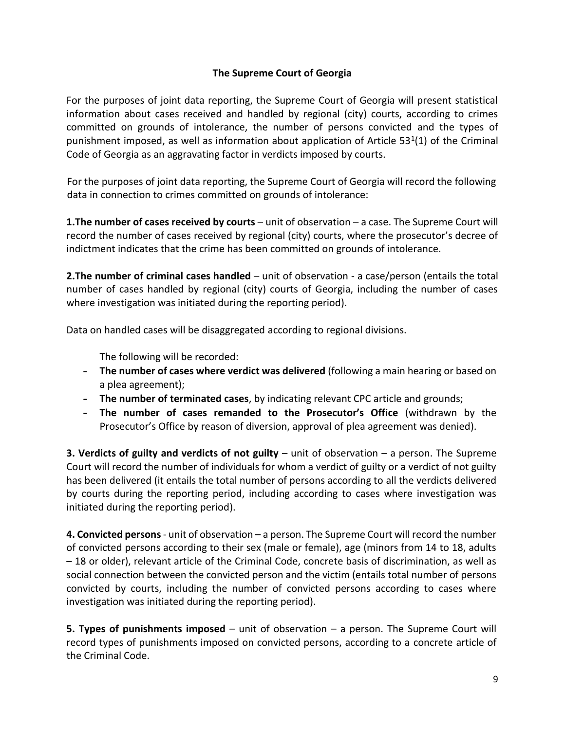## The Supreme Court of Georgia

For the purposes of joint data reporting, the Supreme Court of Georgia will present statistical information about cases received and handled by regional (city) courts, according to crimes committed on grounds of intolerance, the number of persons convicted and the types of punishment imposed, as well as information about application of Article $53^1$(1) of the Criminal Code of Georgia as an aggravating factor in verdicts imposed by courts.

For the purposes of joint data reporting, the Supreme Court of Georgia will record the following data in connection to crimes committed on grounds of intolerance:

**1.The number of cases received by courts** – unit of observation – a case. The Supreme Court will record the number of cases received by regional (city) courts, where the prosecutor's decree of indictment indicates that the crime has been committed on grounds of intolerance.

**2.The number of criminal cases handled** – unit of observation - a case/person (entails the total number of cases handled by regional (city) courts of Georgia, including the number of cases where investigation was initiated during the reporting period).

Data on handled cases will be disaggregated according to regional divisions.

The following will be recorded:

- **The number of cases where verdict was delivered** (following a main hearing or based on a plea agreement);
- **The number of terminated cases**, by indicating relevant CPC article and grounds;
- **The number of cases remanded to the Prosecutor's Office** (withdrawn by the Prosecutor's Office by reason of diversion, approval of plea agreement was denied).

**3. Verdicts of guilty and verdicts of not guilty** – unit of observation – a person. The Supreme Court will record the number of individuals for whom a verdict of guilty or a verdict of not guilty has been delivered (it entails the total number of persons according to all the verdicts delivered by courts during the reporting period, including according to cases where investigation was initiated during the reporting period).

**4. Convicted persons** - unit of observation – a person. The Supreme Court will record the number of convicted persons according to their sex (male or female), age (minors from 14 to 18, adults – 18 or older), relevant article of the Criminal Code, concrete basis of discrimination, as well as social connection between the convicted person and the victim (entails total number of persons convicted by courts, including the number of convicted persons according to cases where investigation was initiated during the reporting period).

**5. Types of punishments imposed** – unit of observation – a person. The Supreme Court will record types of punishments imposed on convicted persons, according to a concrete article of the Criminal Code.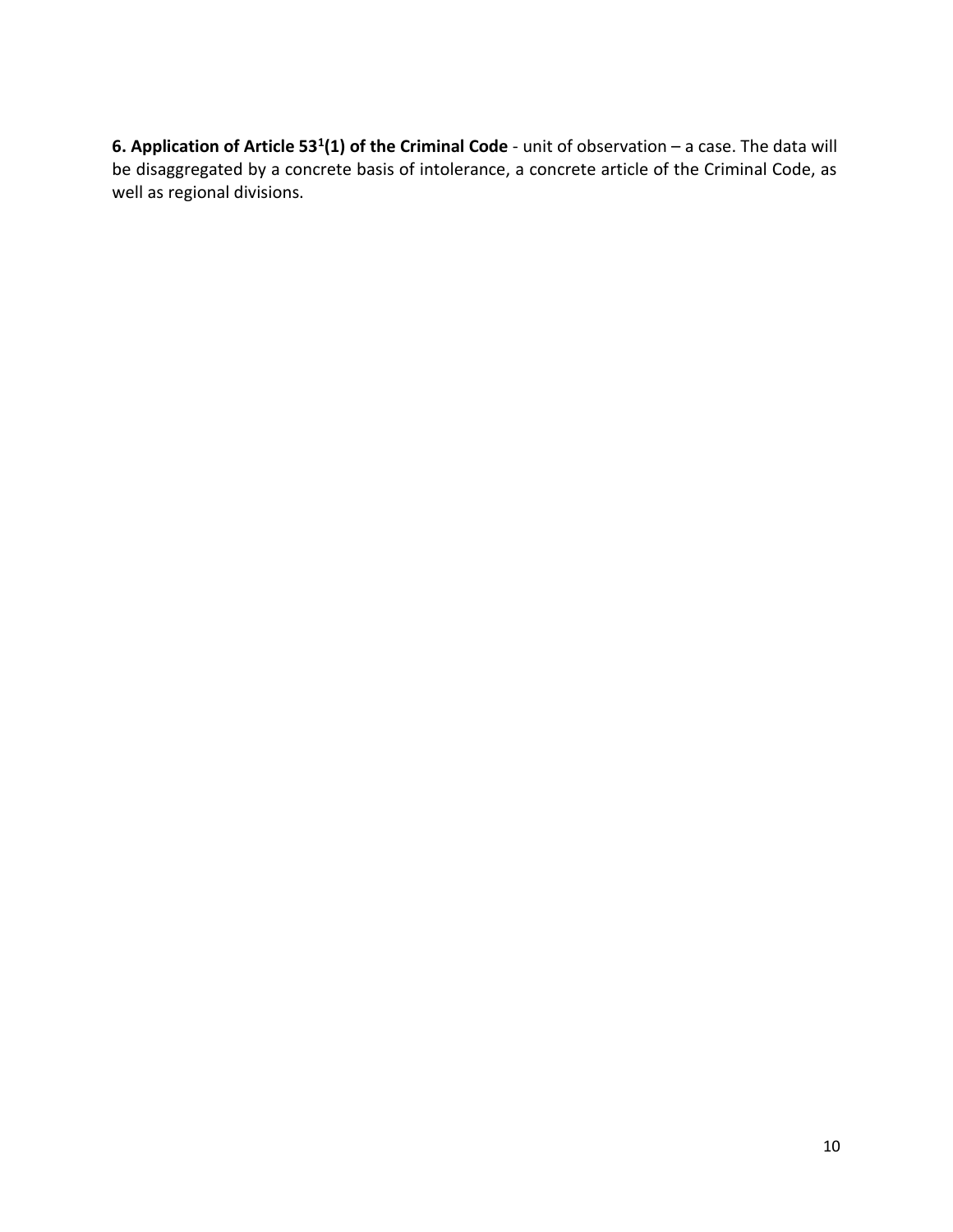**6. Application of Article $53^1$(1) of the Criminal Code** - unit of observation – a case. The data will be disaggregated by a concrete basis of intolerance, a concrete article of the Criminal Code, as well as regional divisions.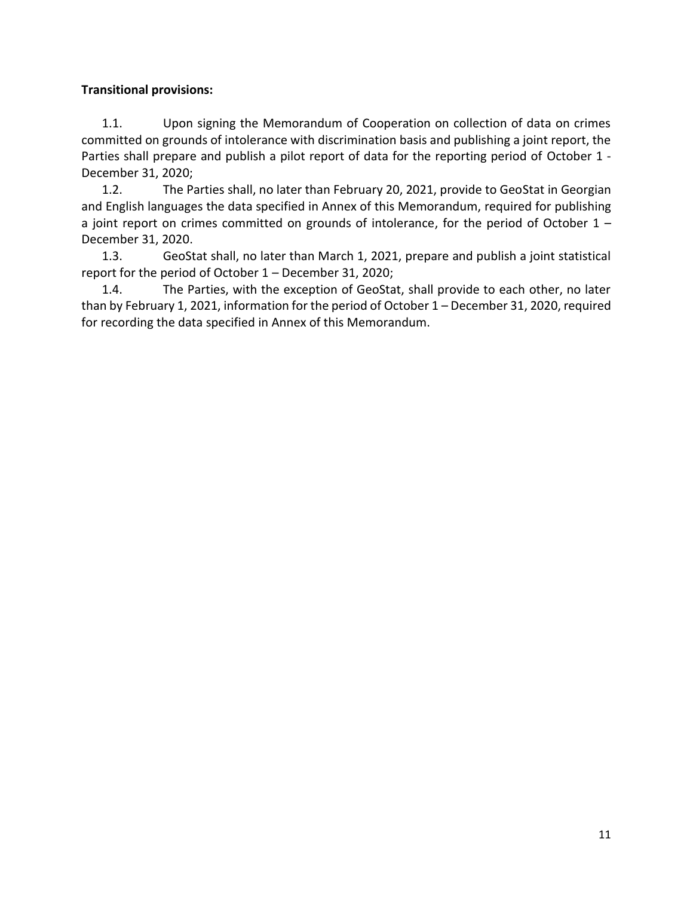**Transitional provisions:**

1.1. Upon signing the Memorandum of Cooperation on collection of data on crimes committed on grounds of intolerance with discrimination basis and publishing a joint report, the Parties shall prepare and publish a pilot report of data for the reporting period of October 1 - December 31, 2020;

1.2. The Parties shall, no later than February 20, 2021, provide to GeoStat in Georgian and English languages the data specified in Annex of this Memorandum, required for publishing a joint report on crimes committed on grounds of intolerance, for the period of October 1 – December 31, 2020.

1.3. GeoStat shall, no later than March 1, 2021, prepare and publish a joint statistical report for the period of October 1 – December 31, 2020;

1.4. The Parties, with the exception of GeoStat, shall provide to each other, no later than by February 1, 2021, information for the period of October 1 – December 31, 2020, required for recording the data specified in Annex of this Memorandum.